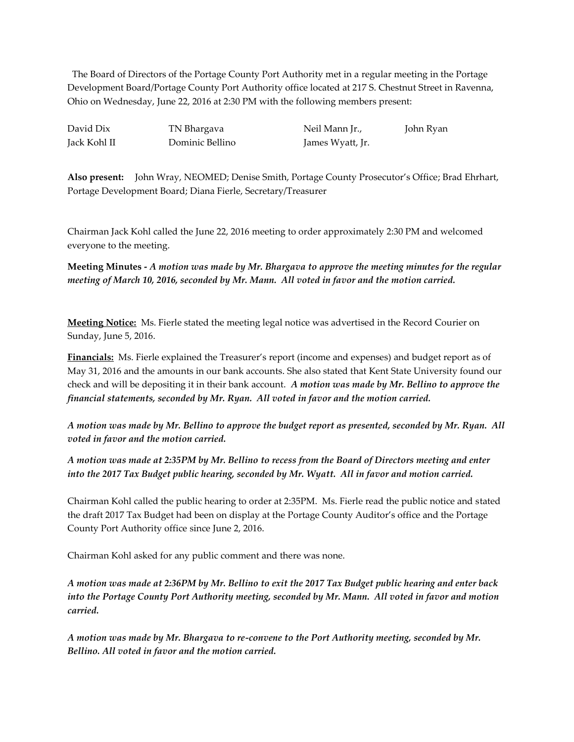The Board of Directors of the Portage County Port Authority met in a regular meeting in the Portage Development Board/Portage County Port Authority office located at 217 S. Chestnut Street in Ravenna, Ohio on Wednesday, June 22, 2016 at 2:30 PM with the following members present:

| | | | |
|---|---|---|---|
| David Dix | TN Bhargava | Neil Mann Jr., | John Ryan |
| Jack Kohl II | Dominic Bellino | James Wyatt, Jr. | |

**Also present:** John Wray, NEOMED; Denise Smith, Portage County Prosecutor's Office; Brad Ehrhart, Portage Development Board; Diana Fierle, Secretary/Treasurer

Chairman Jack Kohl called the June 22, 2016 meeting to order approximately 2:30 PM and welcomed everyone to the meeting.

**Meeting Minutes -** ***A motion was made by Mr. Bhargava to approve the meeting minutes for the regular meeting of March 10, 2016, seconded by Mr. Mann. All voted in favor and the motion carried.***

**Meeting Notice:** Ms. Fierle stated the meeting legal notice was advertised in the Record Courier on Sunday, June 5, 2016.

**Financials:** Ms. Fierle explained the Treasurer's report (income and expenses) and budget report as of May 31, 2016 and the amounts in our bank accounts. She also stated that Kent State University found our check and will be depositing it in their bank account. ***A motion was made by Mr. Bellino to approve the financial statements, seconded by Mr. Ryan. All voted in favor and the motion carried.***

***A motion was made by Mr. Bellino to approve the budget report as presented, seconded by Mr. Ryan. All voted in favor and the motion carried.***

***A motion was made at 2:35PM by Mr. Bellino to recess from the Board of Directors meeting and enter into the 2017 Tax Budget public hearing, seconded by Mr. Wyatt. All in favor and motion carried.***

Chairman Kohl called the public hearing to order at 2:35PM. Ms. Fierle read the public notice and stated the draft 2017 Tax Budget had been on display at the Portage County Auditor's office and the Portage County Port Authority office since June 2, 2016.

Chairman Kohl asked for any public comment and there was none.

***A motion was made at 2:36PM by Mr. Bellino to exit the 2017 Tax Budget public hearing and enter back into the Portage County Port Authority meeting, seconded by Mr. Mann. All voted in favor and motion carried.***

***A motion was made by Mr. Bhargava to re-convene to the Port Authority meeting, seconded by Mr. Bellino. All voted in favor and the motion carried.***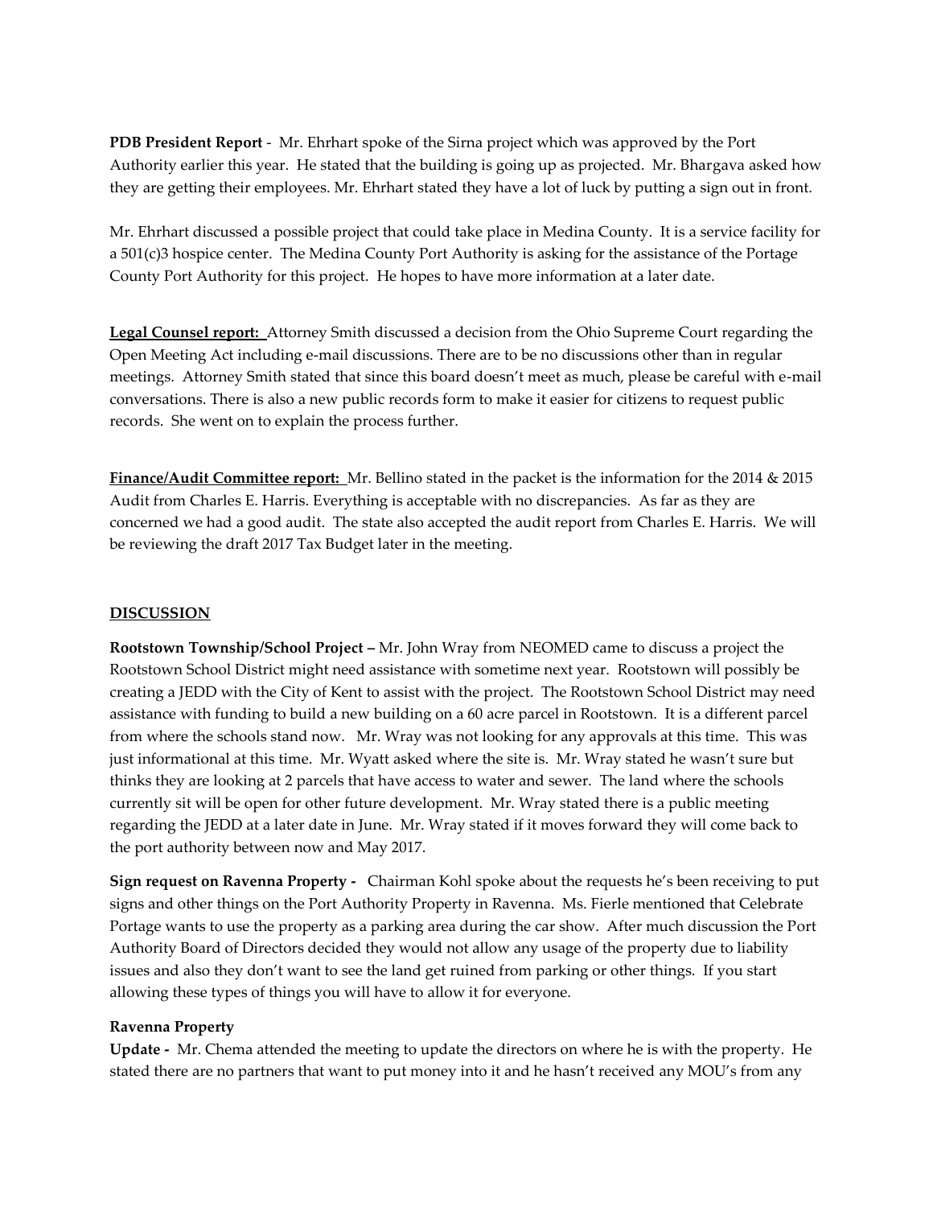**PDB President Report** - Mr. Ehrhart spoke of the Sirna project which was approved by the Port Authority earlier this year. He stated that the building is going up as projected. Mr. Bhargava asked how they are getting their employees. Mr. Ehrhart stated they have a lot of luck by putting a sign out in front.

Mr. Ehrhart discussed a possible project that could take place in Medina County. It is a service facility for a 501(c)3 hospice center. The Medina County Port Authority is asking for the assistance of the Portage County Port Authority for this project. He hopes to have more information at a later date.

**Legal Counsel report:** Attorney Smith discussed a decision from the Ohio Supreme Court regarding the Open Meeting Act including e-mail discussions. There are to be no discussions other than in regular meetings. Attorney Smith stated that since this board doesn't meet as much, please be careful with e-mail conversations. There is also a new public records form to make it easier for citizens to request public records. She went on to explain the process further.

**Finance/Audit Committee report:** Mr. Bellino stated in the packet is the information for the 2014 & 2015 Audit from Charles E. Harris. Everything is acceptable with no discrepancies. As far as they are concerned we had a good audit. The state also accepted the audit report from Charles E. Harris. We will be reviewing the draft 2017 Tax Budget later in the meeting.

**DISCUSSION**

**Rootstown Township/School Project –** Mr. John Wray from NEOMED came to discuss a project the Rootstown School District might need assistance with sometime next year. Rootstown will possibly be creating a JEDD with the City of Kent to assist with the project. The Rootstown School District may need assistance with funding to build a new building on a 60 acre parcel in Rootstown. It is a different parcel from where the schools stand now. Mr. Wray was not looking for any approvals at this time. This was just informational at this time. Mr. Wyatt asked where the site is. Mr. Wray stated he wasn't sure but thinks they are looking at 2 parcels that have access to water and sewer. The land where the schools currently sit will be open for other future development. Mr. Wray stated there is a public meeting regarding the JEDD at a later date in June. Mr. Wray stated if it moves forward they will come back to the port authority between now and May 2017.

**Sign request on Ravenna Property -** Chairman Kohl spoke about the requests he's been receiving to put signs and other things on the Port Authority Property in Ravenna. Ms. Fierle mentioned that Celebrate Portage wants to use the property as a parking area during the car show. After much discussion the Port Authority Board of Directors decided they would not allow any usage of the property due to liability issues and also they don't want to see the land get ruined from parking or other things. If you start allowing these types of things you will have to allow it for everyone.

**Ravenna Property**

**Update -** Mr. Chema attended the meeting to update the directors on where he is with the property. He stated there are no partners that want to put money into it and he hasn't received any MOU's from any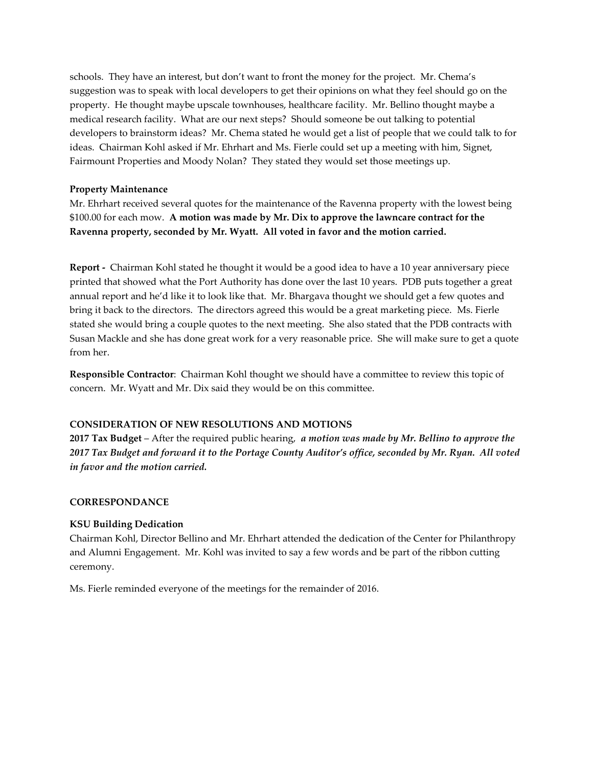schools. They have an interest, but don't want to front the money for the project. Mr. Chema's suggestion was to speak with local developers to get their opinions on what they feel should go on the property. He thought maybe upscale townhouses, healthcare facility. Mr. Bellino thought maybe a medical research facility. What are our next steps? Should someone be out talking to potential developers to brainstorm ideas? Mr. Chema stated he would get a list of people that we could talk to for ideas. Chairman Kohl asked if Mr. Ehrhart and Ms. Fierle could set up a meeting with him, Signet, Fairmount Properties and Moody Nolan? They stated they would set those meetings up.

**Property Maintenance**

Mr. Ehrhart received several quotes for the maintenance of the Ravenna property with the lowest being \$100.00 for each mow. **A motion was made by Mr. Dix to approve the lawncare contract for the Ravenna property, seconded by Mr. Wyatt. All voted in favor and the motion carried.**

**Report -** Chairman Kohl stated he thought it would be a good idea to have a 10 year anniversary piece printed that showed what the Port Authority has done over the last 10 years. PDB puts together a great annual report and he'd like it to look like that. Mr. Bhargava thought we should get a few quotes and bring it back to the directors. The directors agreed this would be a great marketing piece. Ms. Fierle stated she would bring a couple quotes to the next meeting. She also stated that the PDB contracts with Susan Mackle and she has done great work for a very reasonable price. She will make sure to get a quote from her.

**Responsible Contractor**: Chairman Kohl thought we should have a committee to review this topic of concern. Mr. Wyatt and Mr. Dix said they would be on this committee.

**CONSIDERATION OF NEW RESOLUTIONS AND MOTIONS**

**2017 Tax Budget** – After the required public hearing, ***a motion was made by Mr. Bellino to approve the 2017 Tax Budget and forward it to the Portage County Auditor's office, seconded by Mr. Ryan. All voted in favor and the motion carried.***

**CORRESPONDANCE**

**KSU Building Dedication**

Chairman Kohl, Director Bellino and Mr. Ehrhart attended the dedication of the Center for Philanthropy and Alumni Engagement. Mr. Kohl was invited to say a few words and be part of the ribbon cutting ceremony.

Ms. Fierle reminded everyone of the meetings for the remainder of 2016.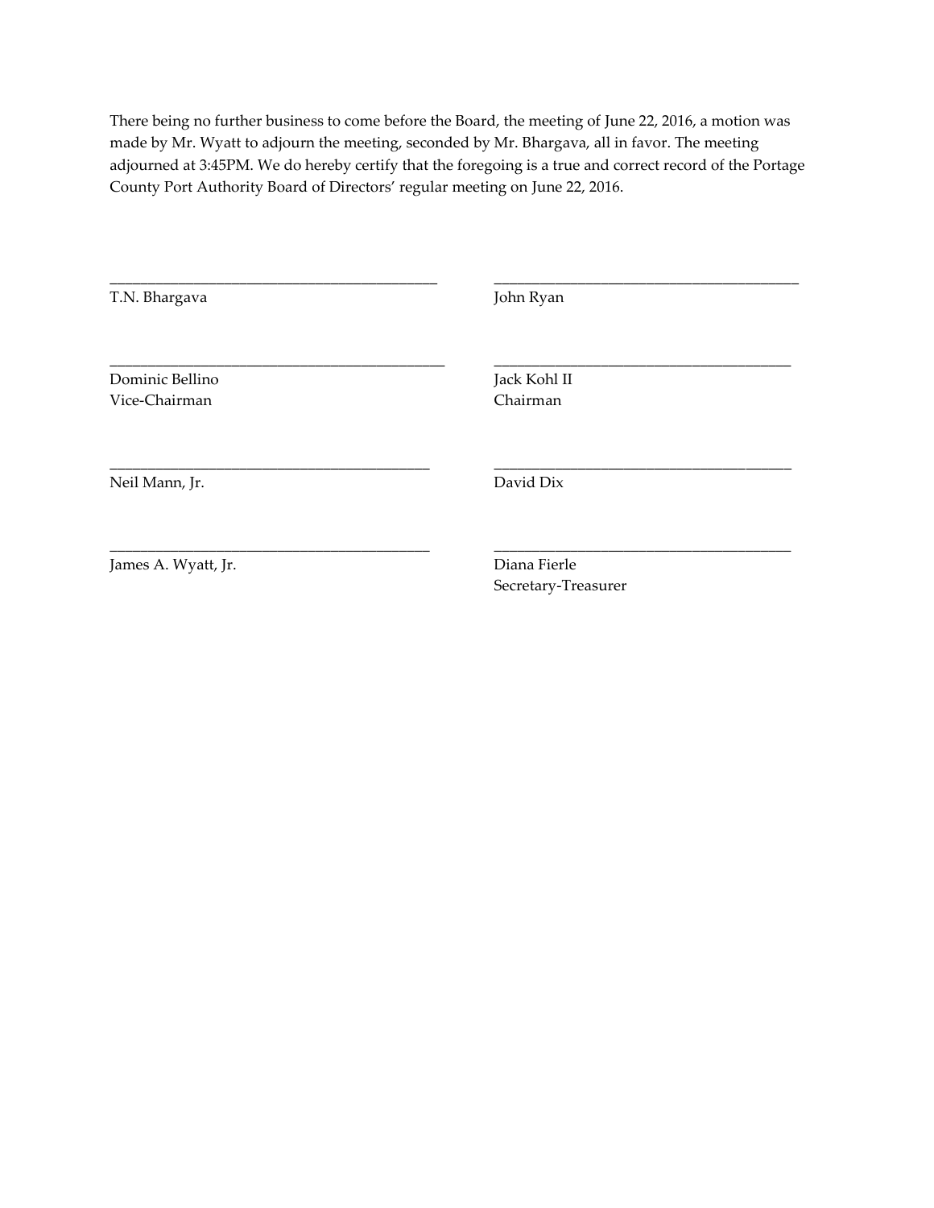There being no further business to come before the Board, the meeting of June 22, 2016, a motion was made by Mr. Wyatt to adjourn the meeting, seconded by Mr. Bhargava, all in favor. The meeting adjourned at 3:45PM. We do hereby certify that the foregoing is a true and correct record of the Portage County Port Authority Board of Directors' regular meeting on June 22, 2016.

| | |
|---|---|
| \_\_\_\_\_\_\_\_\_\_\_\_\_\_\_\_\_\_\_\_\_\_\_\_\_\_\_\_\_\_\_\_\_\_<br>T.N. Bhargava | \_\_\_\_\_\_\_\_\_\_\_\_\_\_\_\_\_\_\_\_\_\_\_\_\_\_\_\_\_\_\_\_\_\_<br>John Ryan |
| \_\_\_\_\_\_\_\_\_\_\_\_\_\_\_\_\_\_\_\_\_\_\_\_\_\_\_\_\_\_\_\_\_\_<br>Dominic Bellino<br>Vice-Chairman | \_\_\_\_\_\_\_\_\_\_\_\_\_\_\_\_\_\_\_\_\_\_\_\_\_\_\_\_\_\_\_\_\_\_<br>Jack Kohl II<br>Chairman |
| \_\_\_\_\_\_\_\_\_\_\_\_\_\_\_\_\_\_\_\_\_\_\_\_\_\_\_\_\_\_\_\_\_\_<br>Neil Mann, Jr. | \_\_\_\_\_\_\_\_\_\_\_\_\_\_\_\_\_\_\_\_\_\_\_\_\_\_\_\_\_\_\_\_\_\_<br>David Dix |
| \_\_\_\_\_\_\_\_\_\_\_\_\_\_\_\_\_\_\_\_\_\_\_\_\_\_\_\_\_\_\_\_\_\_<br>James A. Wyatt, Jr. | \_\_\_\_\_\_\_\_\_\_\_\_\_\_\_\_\_\_\_\_\_\_\_\_\_\_\_\_\_\_\_\_\_\_<br>Diana Fierle<br>Secretary-Treasurer |